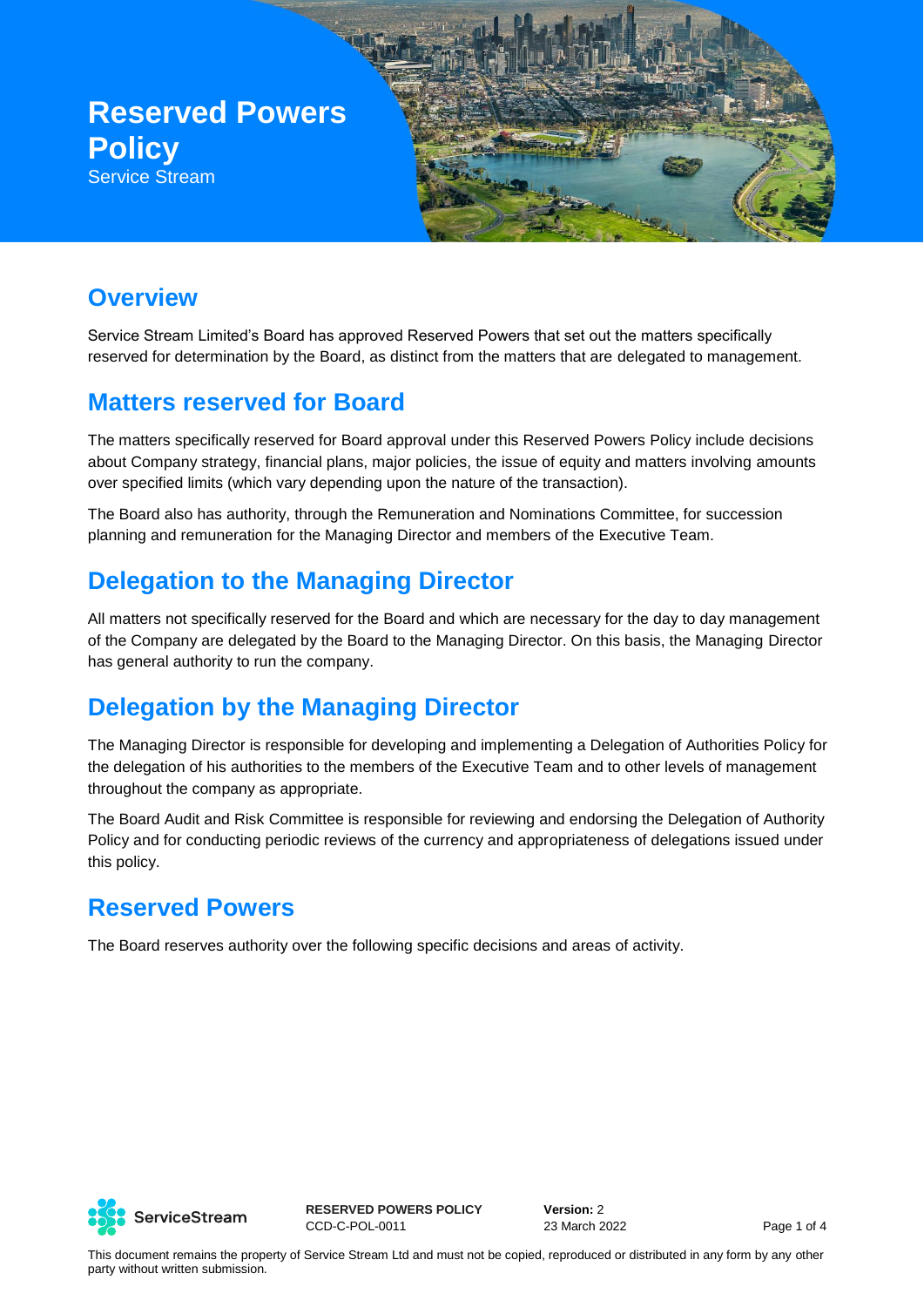# Reserved Powers Policy

Service Stream

## Overview

Service Stream Limited's Board has approved Reserved Powers that set out the matters specifically reserved for determination by the Board, as distinct from the matters that are delegated to management.

## Matters reserved for Board

The matters specifically reserved for Board approval under this Reserved Powers Policy include decisions about Company strategy, financial plans, major policies, the issue of equity and matters involving amounts over specified limits (which vary depending upon the nature of the transaction).

The Board also has authority, through the Remuneration and Nominations Committee, for succession planning and remuneration for the Managing Director and members of the Executive Team.

## Delegation to the Managing Director

All matters not specifically reserved for the Board and which are necessary for the day to day management of the Company are delegated by the Board to the Managing Director. On this basis, the Managing Director has general authority to run the company.

## Delegation by the Managing Director

The Managing Director is responsible for developing and implementing a Delegation of Authorities Policy for the delegation of his authorities to the members of the Executive Team and to other levels of management throughout the company as appropriate.

The Board Audit and Risk Committee is responsible for reviewing and endorsing the Delegation of Authority Policy and for conducting periodic reviews of the currency and appropriateness of delegations issued under this policy.

## Reserved Powers

The Board reserves authority over the following specific decisions and areas of activity.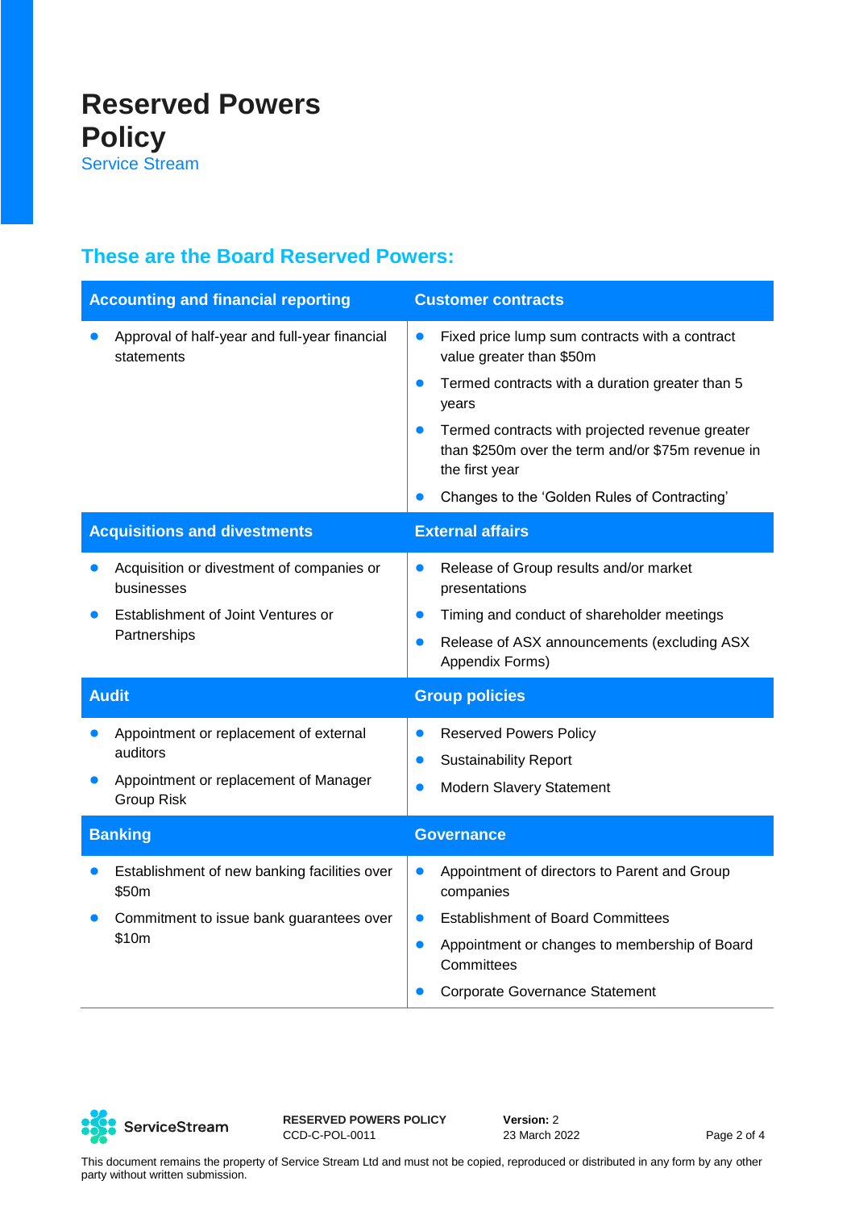# Reserved Powers Policy

Service Stream

## These are the Board Reserved Powers:

### Accounting and financial reporting

- Approval of half-year and full-year financial statements

### Customer contracts

- Fixed price lump sum contracts with a contract value greater than $50m
- Termed contracts with a duration greater than 5 years
- Termed contracts with projected revenue greater than $250m over the term and/or $75m revenue in the first year
- Changes to the 'Golden Rules of Contracting'

### Acquisitions and divestments

- Acquisition or divestment of companies or businesses
- Establishment of Joint Ventures or Partnerships

### External affairs

- Release of Group results and/or market presentations
- Timing and conduct of shareholder meetings
- Release of ASX announcements (excluding ASX Appendix Forms)

### Audit

- Appointment or replacement of external auditors
- Appointment or replacement of Manager Group Risk

### Group policies

- Reserved Powers Policy
- Sustainability Report
- Modern Slavery Statement

### Banking

- Establishment of new banking facilities over $50m
- Commitment to issue bank guarantees over $10m

### Governance

- Appointment of directors to Parent and Group companies
- Establishment of Board Committees
- Appointment or changes to membership of Board Committees
- Corporate Governance Statement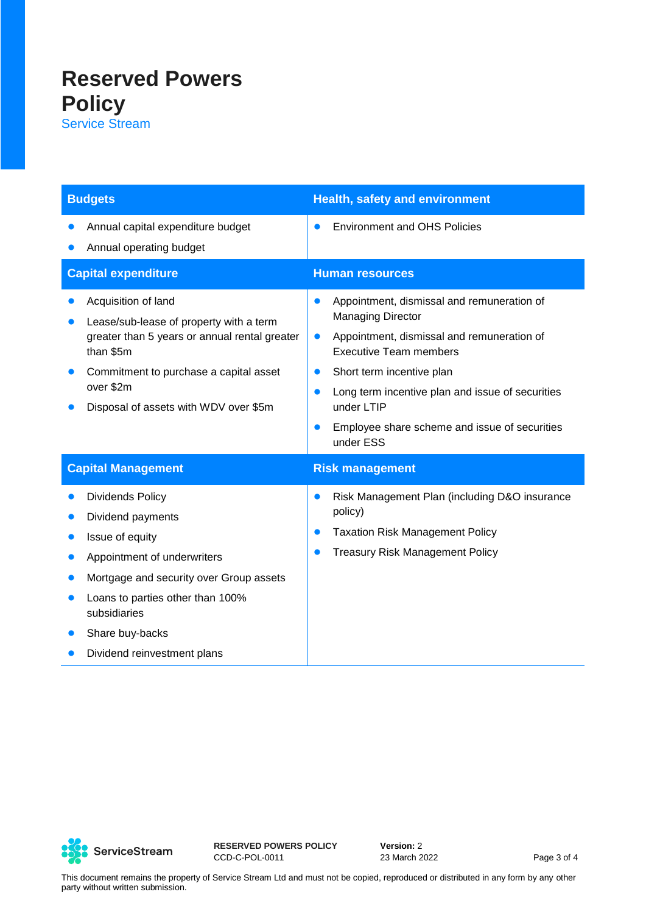# Reserved Powers Policy

Service Stream

| Budgets | Health, safety and environment |
| --- | --- |
| • Annual capital expenditure budget<br>• Annual operating budget | • Environment and OHS Policies |
| **Capital expenditure** | **Human resources** |
| • Acquisition of land<br>• Lease/sub-lease of property with a term greater than 5 years or annual rental greater than $5m<br>• Commitment to purchase a capital asset over $2m<br>• Disposal of assets with WDV over $5m | • Appointment, dismissal and remuneration of Managing Director<br>• Appointment, dismissal and remuneration of Executive Team members<br>• Short term incentive plan<br>• Long term incentive plan and issue of securities under LTIP<br>• Employee share scheme and issue of securities under ESS |
| **Capital Management** | **Risk management** |
| • Dividends Policy<br>• Dividend payments<br>• Issue of equity<br>• Appointment of underwriters<br>• Mortgage and security over Group assets<br>• Loans to parties other than 100% subsidiaries<br>• Share buy-backs<br>• Dividend reinvestment plans | • Risk Management Plan (including D&O insurance policy)<br>• Taxation Risk Management Policy<br>• Treasury Risk Management Policy |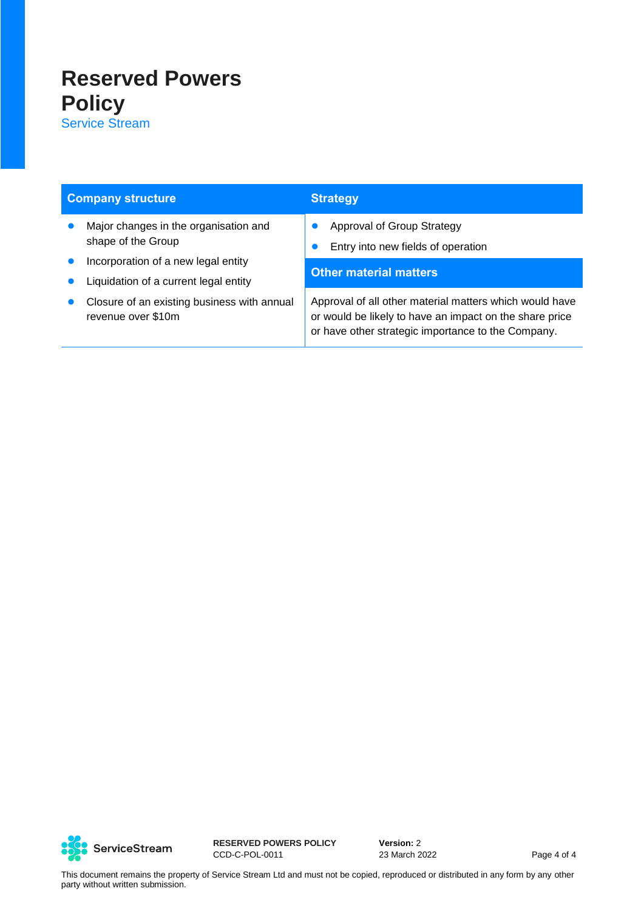# Reserved Powers Policy

Service Stream

| Company structure | Strategy |
|---|---|
| • Major changes in the organisation and shape of the Group<br>• Incorporation of a new legal entity<br>• Liquidation of a current legal entity<br>• Closure of an existing business with annual revenue over $10m | • Approval of Group Strategy<br>• Entry into new fields of operation<br><br>**Other material matters**<br><br>Approval of all other material matters which would have or would be likely to have an impact on the share price or have other strategic importance to the Company. |

This document remains the property of Service Stream Ltd and must not be copied, reproduced or distributed in any form by any other party without written submission.